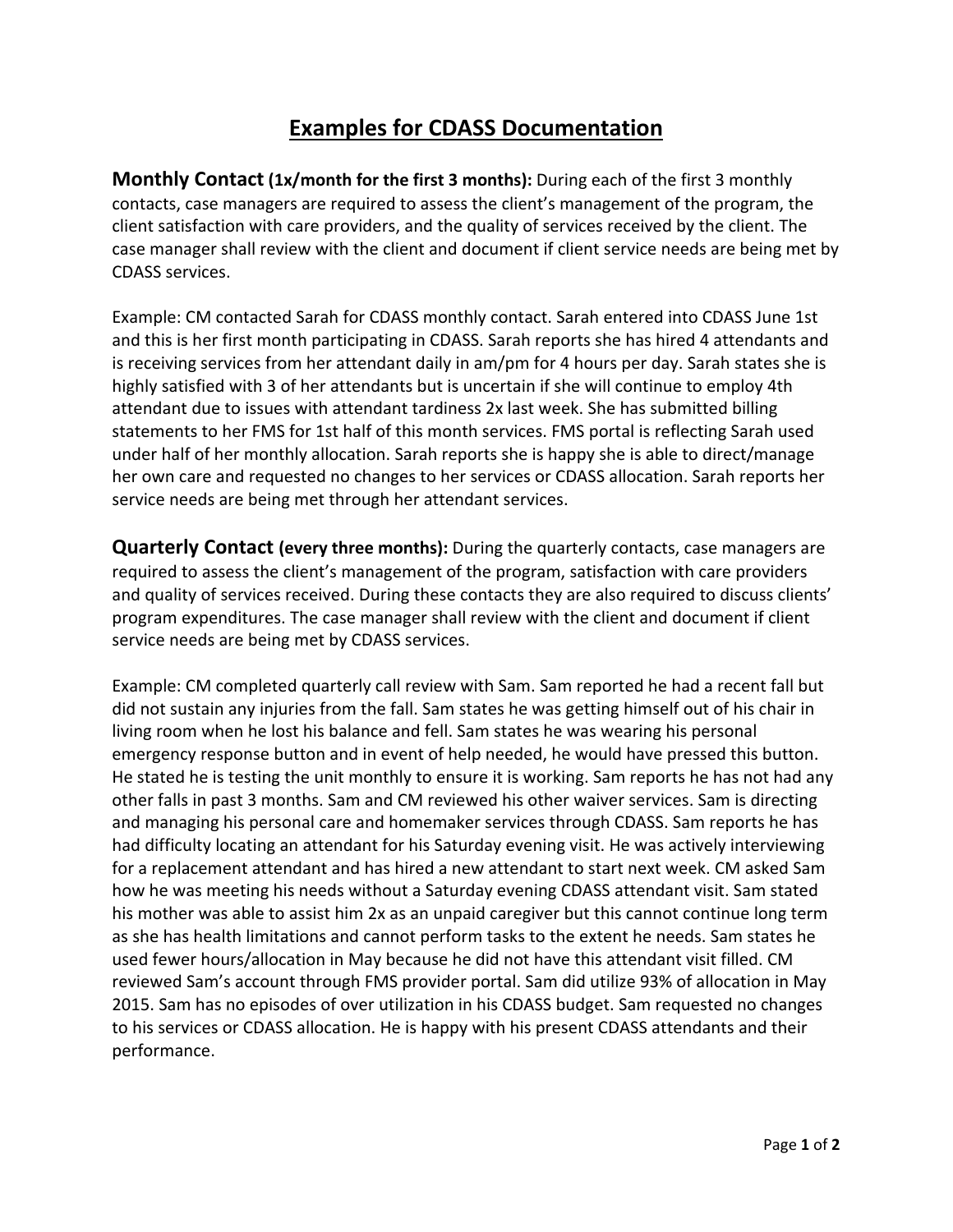# Examples for CDASS Documentation

**Monthly Contact (1x/month for the first 3 months):** During each of the first 3 monthly contacts, case managers are required to assess the client's management of the program, the client satisfaction with care providers, and the quality of services received by the client. The case manager shall review with the client and document if client service needs are being met by CDASS services.

Example: CM contacted Sarah for CDASS monthly contact. Sarah entered into CDASS June 1st and this is her first month participating in CDASS. Sarah reports she has hired 4 attendants and is receiving services from her attendant daily in am/pm for 4 hours per day. Sarah states she is highly satisfied with 3 of her attendants but is uncertain if she will continue to employ 4th attendant due to issues with attendant tardiness 2x last week. She has submitted billing statements to her FMS for 1st half of this month services. FMS portal is reflecting Sarah used under half of her monthly allocation. Sarah reports she is happy she is able to direct/manage her own care and requested no changes to her services or CDASS allocation. Sarah reports her service needs are being met through her attendant services.

**Quarterly Contact (every three months):** During the quarterly contacts, case managers are required to assess the client's management of the program, satisfaction with care providers and quality of services received. During these contacts they are also required to discuss clients' program expenditures. The case manager shall review with the client and document if client service needs are being met by CDASS services.

Example: CM completed quarterly call review with Sam. Sam reported he had a recent fall but did not sustain any injuries from the fall. Sam states he was getting himself out of his chair in living room when he lost his balance and fell. Sam states he was wearing his personal emergency response button and in event of help needed, he would have pressed this button. He stated he is testing the unit monthly to ensure it is working. Sam reports he has not had any other falls in past 3 months. Sam and CM reviewed his other waiver services. Sam is directing and managing his personal care and homemaker services through CDASS. Sam reports he has had difficulty locating an attendant for his Saturday evening visit. He was actively interviewing for a replacement attendant and has hired a new attendant to start next week. CM asked Sam how he was meeting his needs without a Saturday evening CDASS attendant visit. Sam stated his mother was able to assist him 2x as an unpaid caregiver but this cannot continue long term as she has health limitations and cannot perform tasks to the extent he needs. Sam states he used fewer hours/allocation in May because he did not have this attendant visit filled. CM reviewed Sam's account through FMS provider portal. Sam did utilize 93% of allocation in May 2015. Sam has no episodes of over utilization in his CDASS budget. Sam requested no changes to his services or CDASS allocation. He is happy with his present CDASS attendants and their performance.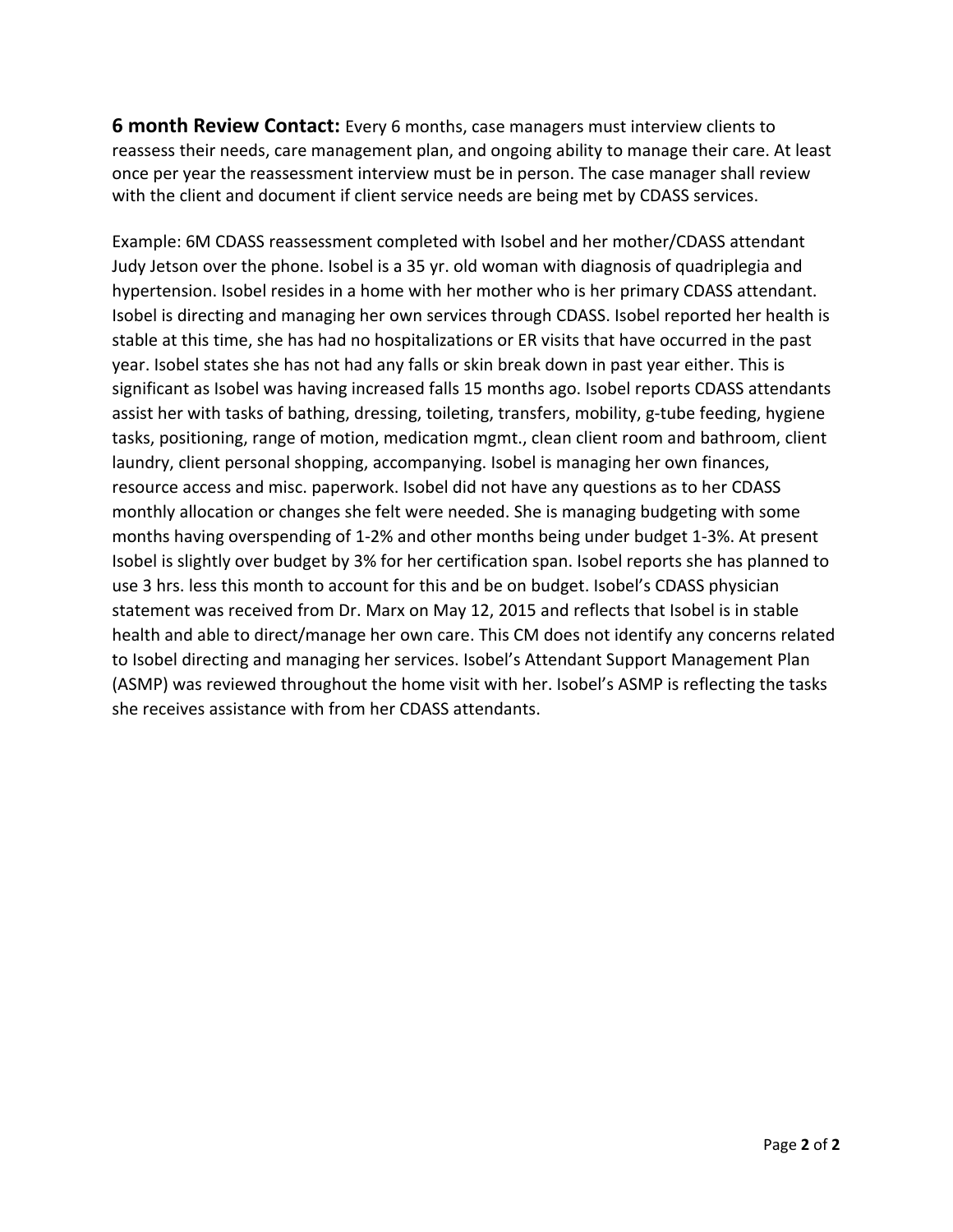**6 month Review Contact:** Every 6 months, case managers must interview clients to reassess their needs, care management plan, and ongoing ability to manage their care. At least once per year the reassessment interview must be in person. The case manager shall review with the client and document if client service needs are being met by CDASS services.

Example: 6M CDASS reassessment completed with Isobel and her mother/CDASS attendant Judy Jetson over the phone. Isobel is a 35 yr. old woman with diagnosis of quadriplegia and hypertension. Isobel resides in a home with her mother who is her primary CDASS attendant. Isobel is directing and managing her own services through CDASS. Isobel reported her health is stable at this time, she has had no hospitalizations or ER visits that have occurred in the past year. Isobel states she has not had any falls or skin break down in past year either. This is significant as Isobel was having increased falls 15 months ago. Isobel reports CDASS attendants assist her with tasks of bathing, dressing, toileting, transfers, mobility, g-tube feeding, hygiene tasks, positioning, range of motion, medication mgmt., clean client room and bathroom, client laundry, client personal shopping, accompanying. Isobel is managing her own finances, resource access and misc. paperwork. Isobel did not have any questions as to her CDASS monthly allocation or changes she felt were needed. She is managing budgeting with some months having overspending of 1-2% and other months being under budget 1-3%. At present Isobel is slightly over budget by 3% for her certification span. Isobel reports she has planned to use 3 hrs. less this month to account for this and be on budget. Isobel's CDASS physician statement was received from Dr. Marx on May 12, 2015 and reflects that Isobel is in stable health and able to direct/manage her own care. This CM does not identify any concerns related to Isobel directing and managing her services. Isobel's Attendant Support Management Plan (ASMP) was reviewed throughout the home visit with her. Isobel's ASMP is reflecting the tasks she receives assistance with from her CDASS attendants.